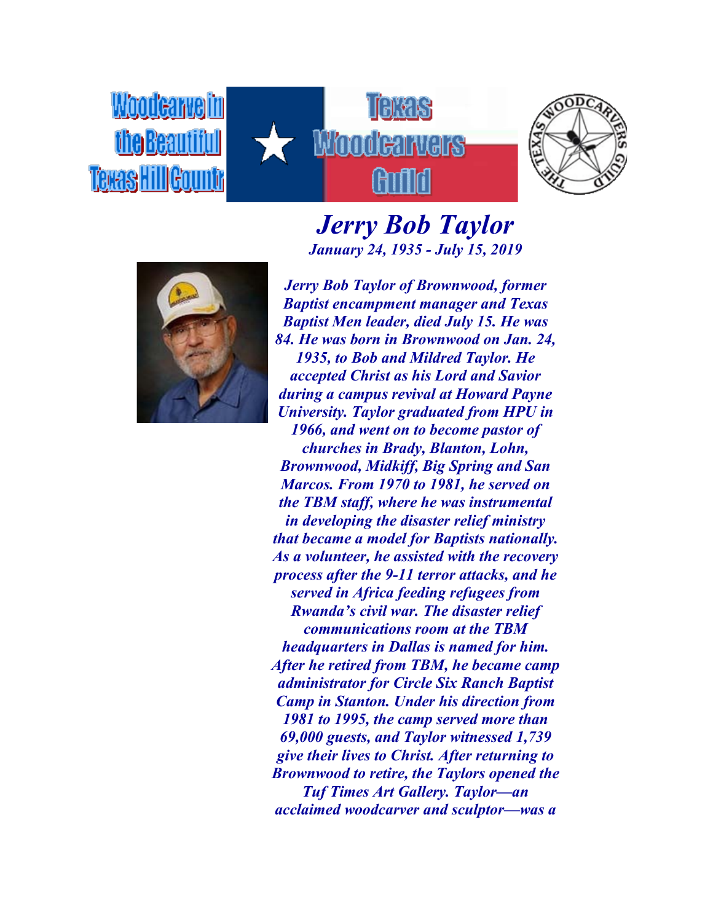Woodcarve in the Beautiful Texas Hill Country

Texas Woodcarvers Guild

# *Jerry Bob Taylor*

***January 24, 1935 - July 15, 2019***

***Jerry Bob Taylor of Brownwood, former Baptist encampment manager and Texas Baptist Men leader, died July 15. He was 84. He was born in Brownwood on Jan. 24, 1935, to Bob and Mildred Taylor. He accepted Christ as his Lord and Savior during a campus revival at Howard Payne University. Taylor graduated from HPU in 1966, and went on to become pastor of churches in Brady, Blanton, Lohn, Brownwood, Midkiff, Big Spring and San Marcos. From 1970 to 1981, he served on the TBM staff, where he was instrumental in developing the disaster relief ministry that became a model for Baptists nationally. As a volunteer, he assisted with the recovery process after the 9-11 terror attacks, and he served in Africa feeding refugees from Rwanda's civil war. The disaster relief communications room at the TBM headquarters in Dallas is named for him. After he retired from TBM, he became camp administrator for Circle Six Ranch Baptist Camp in Stanton. Under his direction from 1981 to 1995, the camp served more than 69,000 guests, and Taylor witnessed 1,739 give their lives to Christ. After returning to Brownwood to retire, the Taylors opened the Tuf Times Art Gallery. Taylor—an acclaimed woodcarver and sculptor—was a***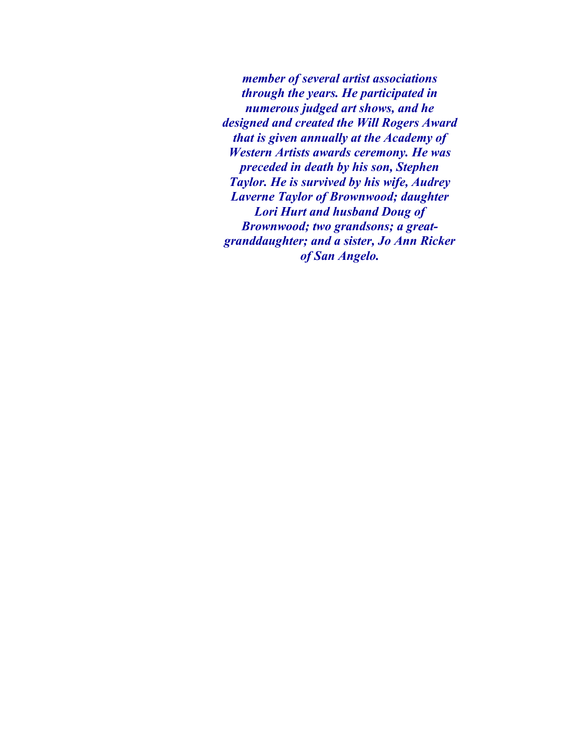***member of several artist associations through the years. He participated in numerous judged art shows, and he designed and created the Will Rogers Award that is given annually at the Academy of Western Artists awards ceremony. He was preceded in death by his son, Stephen Taylor. He is survived by his wife, Audrey Laverne Taylor of Brownwood; daughter Lori Hurt and husband Doug of Brownwood; two grandsons; a great-granddaughter; and a sister, Jo Ann Ricker of San Angelo.***